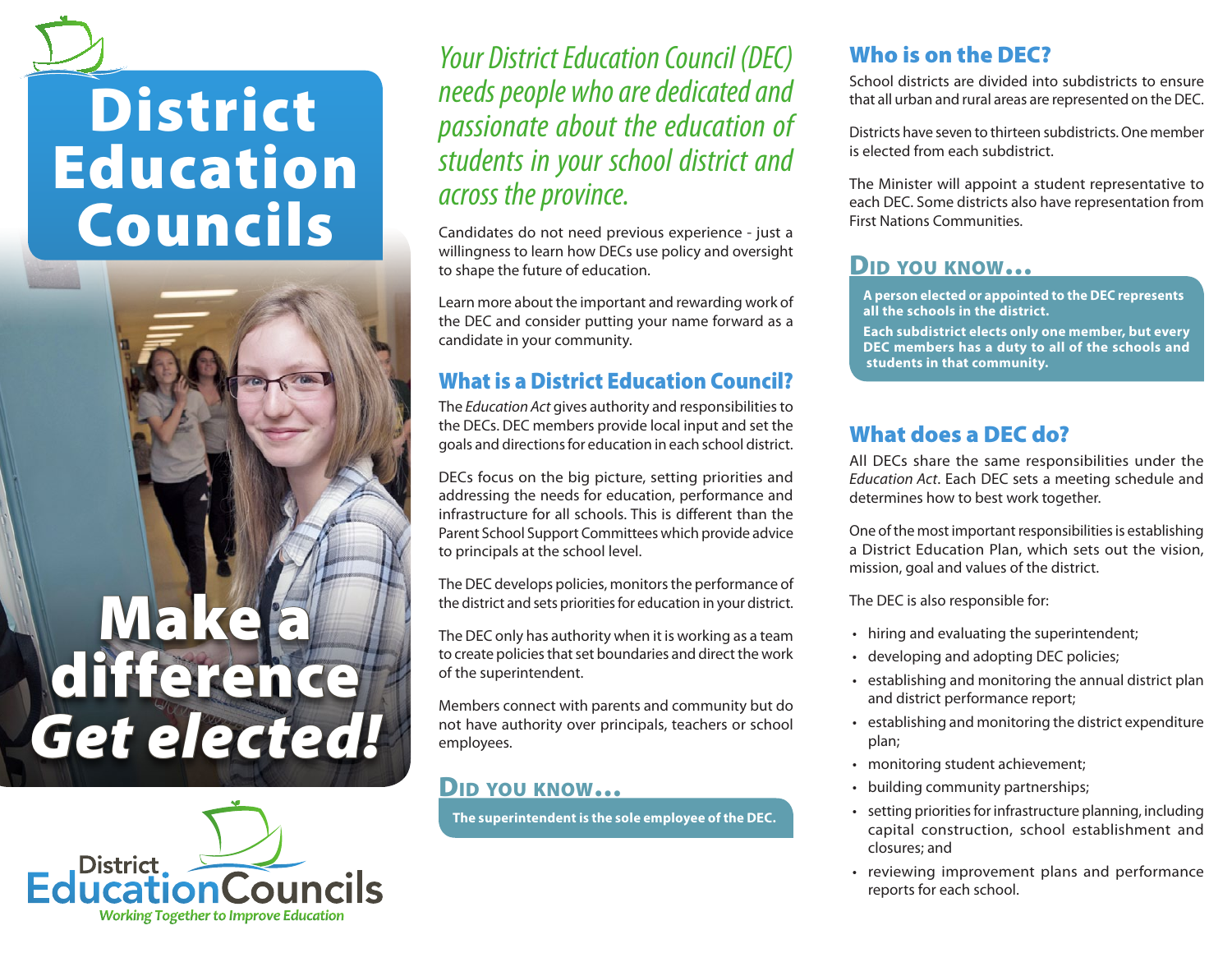# District Education Councils

## Make a difference *Get elected!*

District Education Councils
*Working Together to Improve Education*

*Your District Education Council (DEC) needs people who are dedicated and passionate about the education of students in your school district and across the province.*

Candidates do not need previous experience - just a willingness to learn how DECs use policy and oversight to shape the future of education.

Learn more about the important and rewarding work of the DEC and consider putting your name forward as a candidate in your community.

## What is a District Education Council?

The *Education Act* gives authority and responsibilities to the DECs. DEC members provide local input and set the goals and directions for education in each school district.

DECs focus on the big picture, setting priorities and addressing the needs for education, performance and infrastructure for all schools. This is different than the Parent School Support Committees which provide advice to principals at the school level.

The DEC develops policies, monitors the performance of the district and sets priorities for education in your district.

The DEC only has authority when it is working as a team to create policies that set boundaries and direct the work of the superintendent.

Members connect with parents and community but do not have authority over principals, teachers or school employees.

### Did you know...

**The superintendent is the sole employee of the DEC.**

## Who is on the DEC?

School districts are divided into subdistricts to ensure that all urban and rural areas are represented on the DEC.

Districts have seven to thirteen subdistricts. One member is elected from each subdistrict.

The Minister will appoint a student representative to each DEC. Some districts also have representation from First Nations Communities.

### Did you know...

**A person elected or appointed to the DEC represents all the schools in the district.**

**Each subdistrict elects only one member, but every DEC members has a duty to all of the schools and students in that community.**

## What does a DEC do?

All DECs share the same responsibilities under the *Education Act*. Each DEC sets a meeting schedule and determines how to best work together.

One of the most important responsibilities is establishing a District Education Plan, which sets out the vision, mission, goal and values of the district.

The DEC is also responsible for:

- hiring and evaluating the superintendent;
- developing and adopting DEC policies;
- establishing and monitoring the annual district plan and district performance report;
- establishing and monitoring the district expenditure plan;
- monitoring student achievement;
- building community partnerships;
- setting priorities for infrastructure planning, including capital construction, school establishment and closures; and
- reviewing improvement plans and performance reports for each school.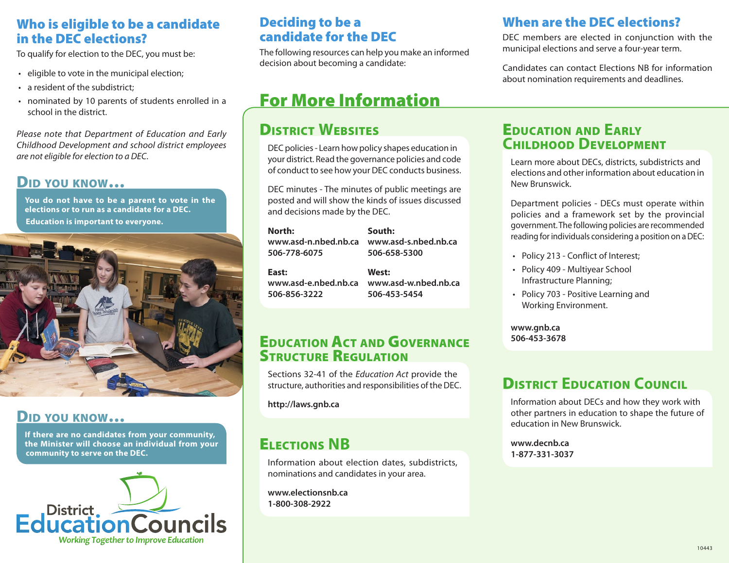## Who is eligible to be a candidate in the DEC elections?

To qualify for election to the DEC, you must be:

- eligible to vote in the municipal election;
- a resident of the subdistrict;
- nominated by 10 parents of students enrolled in a school in the district.

*Please note that Department of Education and Early Childhood Development and school district employees are not eligible for election to a DEC.*

### Did you know…

**You do not have to be a parent to vote in the elections or to run as a candidate for a DEC. Education is important to everyone.**

### Did you know…

**If there are no candidates from your community, the Minister will choose an individual from your community to serve on the DEC.**

District Education Councils

*Working Together to Improve Education*

## Deciding to be a candidate for the DEC

The following resources can help you make an informed decision about becoming a candidate:

## When are the DEC elections?

DEC members are elected in conjunction with the municipal elections and serve a four-year term.

Candidates can contact Elections NB for information about nomination requirements and deadlines.

# For More Information

### District Websites

DEC policies - Learn how policy shapes education in your district. Read the governance policies and code of conduct to see how your DEC conducts business.

DEC minutes - The minutes of public meetings are posted and will show the kinds of issues discussed and decisions made by the DEC.

**North:**
**www.asd-n.nbed.nb.ca**
**506-778-6075**

**South:**
**www.asd-s.nbed.nb.ca**
**506-658-5300**

**East:**
**www.asd-e.nbed.nb.ca**
**506-856-3222**

**West:**
**www.asd-w.nbed.nb.ca**
**506-453-5454**

### Education Act and Governance Structure Regulation

Sections 32-41 of the *Education Act* provide the structure, authorities and responsibilities of the DEC.

**http://laws.gnb.ca**

### Elections NB

Information about election dates, subdistricts, nominations and candidates in your area.

**www.electionsnb.ca**
**1-800-308-2922**

### Education and Early Childhood Development

Learn more about DECs, districts, subdistricts and elections and other information about education in New Brunswick.

Department policies - DECs must operate within policies and a framework set by the provincial government. The following policies are recommended reading for individuals considering a position on a DEC:

- Policy 213 - Conflict of Interest;
- Policy 409 - Multiyear School Infrastructure Planning;
- Policy 703 - Positive Learning and Working Environment.

**www.gnb.ca**
**506-453-3678**

### District Education Council

Information about DECs and how they work with other partners in education to shape the future of education in New Brunswick.

**www.decnb.ca**
**1-877-331-3037**

10443